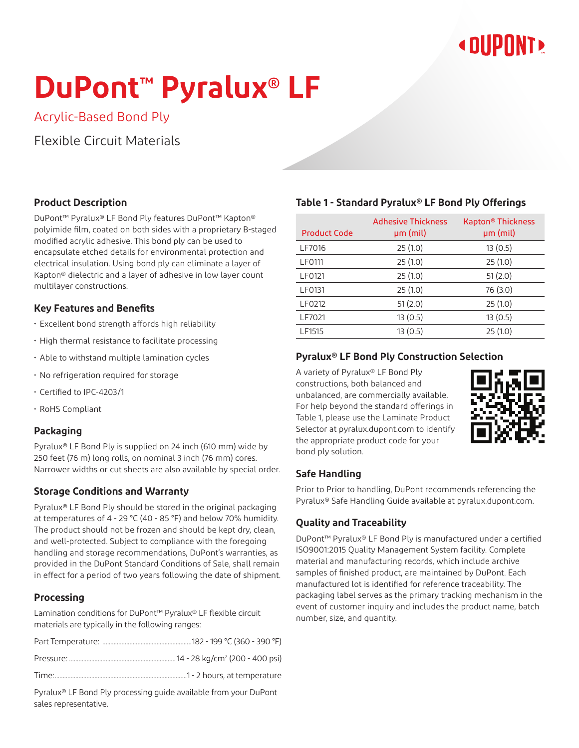# DuPont™ Pyralux® LF

## Acrylic-Based Bond Ply

Flexible Circuit Materials

### Product Description

DuPont™ Pyralux® LF Bond Ply features DuPont™ Kapton® polyimide film, coated on both sides with a proprietary B-staged modified acrylic adhesive. This bond ply can be used to encapsulate etched details for environmental protection and electrical insulation. Using bond ply can eliminate a layer of Kapton® dielectric and a layer of adhesive in low layer count multilayer constructions.

### Key Features and Benefits

- Excellent bond strength affords high reliability
- High thermal resistance to facilitate processing
- Able to withstand multiple lamination cycles
- No refrigeration required for storage
- Certified to IPC-4203/1
- RoHS Compliant

### Packaging

Pyralux® LF Bond Ply is supplied on 24 inch (610 mm) wide by 250 feet (76 m) long rolls, on nominal 3 inch (76 mm) cores. Narrower widths or cut sheets are also available by special order.

### Storage Conditions and Warranty

Pyralux® LF Bond Ply should be stored in the original packaging at temperatures of 4 - 29 °C (40 - 85 °F) and below 70% humidity. The product should not be frozen and should be kept dry, clean, and well-protected. Subject to compliance with the foregoing handling and storage recommendations, DuPont's warranties, as provided in the DuPont Standard Conditions of Sale, shall remain in effect for a period of two years following the date of shipment.

### Processing

Lamination conditions for DuPont™ Pyralux® LF flexible circuit materials are typically in the following ranges:

Part Temperature: ........ 182 - 199 °C (360 - 390 °F)

Pressure: ........ 14 - 28 kg/cm² (200 - 400 psi)

Time: ........ 1 - 2 hours, at temperature

Pyralux® LF Bond Ply processing guide available from your DuPont sales representative.

### Table 1 - Standard Pyralux® LF Bond Ply Offerings

| Product Code | Adhesive Thickness µm (mil) | Kapton® Thickness µm (mil) |
|---|---|---|
| LF7016 | 25 (1.0) | 13 (0.5) |
| LF0111 | 25 (1.0) | 25 (1.0) |
| LF0121 | 25 (1.0) | 51 (2.0) |
| LF0131 | 25 (1.0) | 76 (3.0) |
| LF0212 | 51 (2.0) | 25 (1.0) |
| LF7021 | 13 (0.5) | 13 (0.5) |
| LF1515 | 13 (0.5) | 25 (1.0) |

### Pyralux® LF Bond Ply Construction Selection

A variety of Pyralux® LF Bond Ply constructions, both balanced and unbalanced, are commercially available. For help beyond the standard offerings in Table 1, please use the Laminate Product Selector at pyralux.dupont.com to identify the appropriate product code for your bond ply solution.

### Safe Handling

Prior to Prior to handling, DuPont recommends referencing the Pyralux® Safe Handling Guide available at pyralux.dupont.com.

### Quality and Traceability

DuPont™ Pyralux® LF Bond Ply is manufactured under a certified ISO9001:2015 Quality Management System facility. Complete material and manufacturing records, which include archive samples of finished product, are maintained by DuPont. Each manufactured lot is identified for reference traceability. The packaging label serves as the primary tracking mechanism in the event of customer inquiry and includes the product name, batch number, size, and quantity.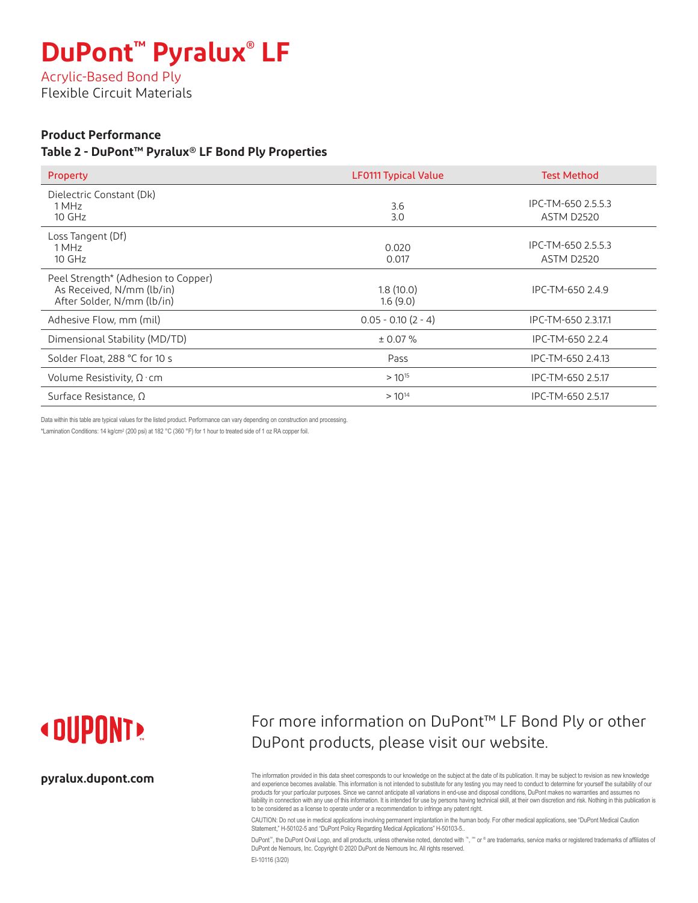# DuPont™ Pyralux® LF

Acrylic-Based Bond Ply

Flexible Circuit Materials

## Product Performance

### Table 2 - DuPont™ Pyralux® LF Bond Ply Properties

| Property | LF0111 Typical Value | Test Method |
|---|---|---|
| Dielectric Constant (Dk)<br>1 MHz<br>10 GHz | <br>3.6<br>3.0 | IPC-TM-650 2.5.5.3<br>ASTM D2520 |
| Loss Tangent (Df)<br>1 MHz<br>10 GHz | <br>0.020<br>0.017 | IPC-TM-650 2.5.5.3<br>ASTM D2520 |
| Peel Strength* (Adhesion to Copper)<br>As Received, N/mm (lb/in)<br>After Solder, N/mm (lb/in) | <br>1.8 (10.0)<br>1.6 (9.0) | IPC-TM-650 2.4.9 |
| Adhesive Flow, mm (mil) | 0.05 - 0.10 (2 - 4) | IPC-TM-650 2.3.17.1 |
| Dimensional Stability (MD/TD) | ± 0.07 % | IPC-TM-650 2.2.4 |
| Solder Float, 288 °C for 10 s | Pass | IPC-TM-650 2.4.13 |
| Volume Resistivity, Ω · cm | > $10^{15}$ | IPC-TM-650 2.5.17 |
| Surface Resistance, Ω | > $10^{14}$ | IPC-TM-650 2.5.17 |

Data within this table are typical values for the listed product. Performance can vary depending on construction and processing.

*Lamination Conditions: 14 kg/cm² (200 psi) at 182 °C (360 °F) for 1 hour to treated side of 1 oz RA copper foil.

For more information on DuPont™ LF Bond Ply or other DuPont products, please visit our website.

**pyralux.dupont.com**

The information provided in this data sheet corresponds to our knowledge on the subject at the date of its publication. It may be subject to revision as new knowledge and experience becomes available. This information is not intended to substitute for any testing you may need to conduct to determine for yourself the suitability of our products for your particular purposes. Since we cannot anticipate all variations in end-use and disposal conditions, DuPont makes no warranties and assumes no liability in connection with any use of this information. It is intended for use by persons having technical skill, at their own discretion and risk. Nothing in this publication is to be considered as a license to operate under or a recommendation to infringe any patent right.

CAUTION: Do not use in medical applications involving permanent implantation in the human body. For other medical applications, see "DuPont Medical Caution Statement," H-50102-5 and "DuPont Policy Regarding Medical Applications" H-50103-5..

DuPont™, the DuPont Oval Logo, and all products, unless otherwise noted, denoted with ™, ℠ or ® are trademarks, service marks or registered trademarks of affiliates of DuPont de Nemours, Inc. Copyright © 2020 DuPont de Nemours Inc. All rights reserved.

EI-10116 (3/20)